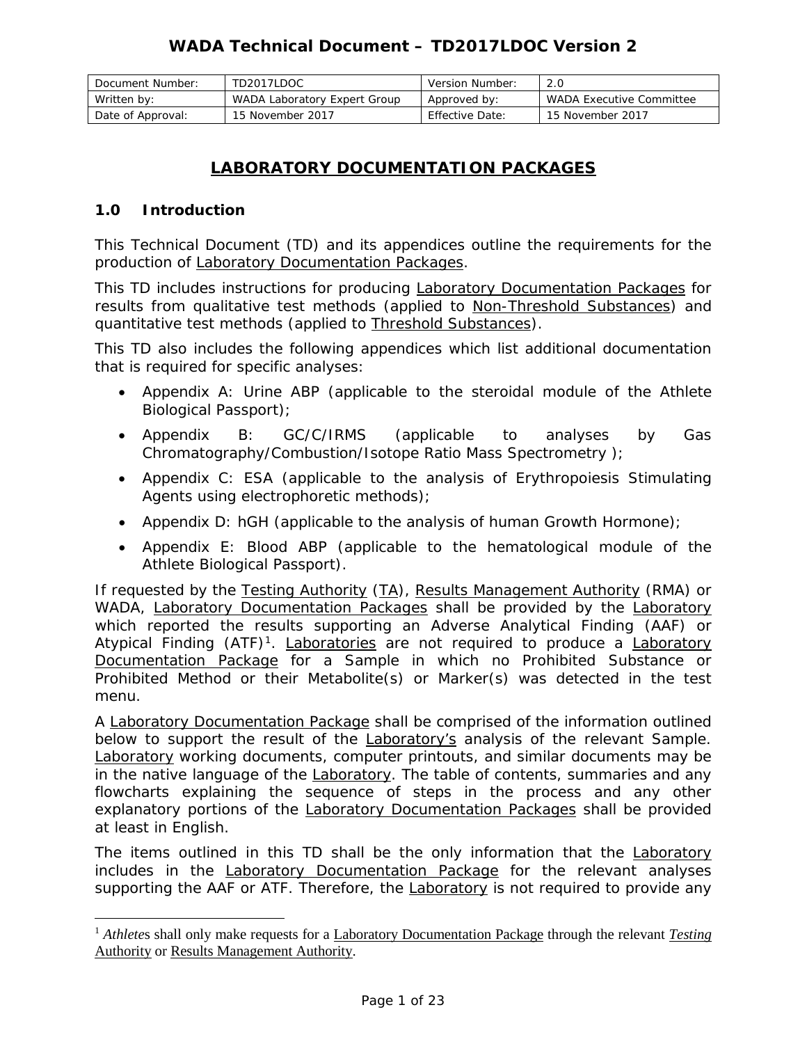# WADA Technical Document – TD2017LDOC Version 2

| Document Number: | TD2017LDOC | Version Number: | 2.0 |
| --- | --- | --- | --- |
| Written by: | WADA Laboratory Expert Group | Approved by: | WADA Executive Committee |
| Date of Approval: | 15 November 2017 | Effective Date: | 15 November 2017 |

## LABORATORY DOCUMENTATION PACKAGES

### 1.0 Introduction

This Technical Document (TD) and its appendices outline the requirements for the production of Laboratory Documentation Packages.

This TD includes instructions for producing Laboratory Documentation Packages for results from qualitative test methods (applied to Non-Threshold Substances) and quantitative test methods (applied to Threshold Substances).

This TD also includes the following appendices which list additional documentation that is required for specific analyses:

- Appendix A: Urine ABP (applicable to the steroidal module of the Athlete Biological Passport);
- Appendix B: GC/C/IRMS (applicable to analyses by Gas Chromatography/Combustion/Isotope Ratio Mass Spectrometry );
- Appendix C: ESA (applicable to the analysis of Erythropoiesis Stimulating Agents using electrophoretic methods);
- Appendix D: hGH (applicable to the analysis of human Growth Hormone);
- Appendix E: Blood ABP (applicable to the hematological module of the Athlete Biological Passport).

If requested by the Testing Authority (TA), Results Management Authority (RMA) or WADA, Laboratory Documentation Packages shall be provided by the Laboratory which reported the results supporting an Adverse Analytical Finding (AAF) or Atypical Finding (ATF)[1]. Laboratories are not required to produce a Laboratory Documentation Package for a Sample in which no Prohibited Substance or Prohibited Method or their Metabolite(s) or Marker(s) was detected in the test menu.

A Laboratory Documentation Package shall be comprised of the information outlined below to support the result of the Laboratory's analysis of the relevant Sample. Laboratory working documents, computer printouts, and similar documents may be in the native language of the Laboratory. The table of contents, summaries and any flowcharts explaining the sequence of steps in the process and any other explanatory portions of the Laboratory Documentation Packages shall be provided at least in English.

The items outlined in this TD shall be the only information that the Laboratory includes in the Laboratory Documentation Package for the relevant analyses supporting the AAF or ATF. Therefore, the Laboratory is not required to provide any

[1] *Athletes* shall only make requests for a Laboratory Documentation Package through the relevant *Testing* Authority or Results Management Authority.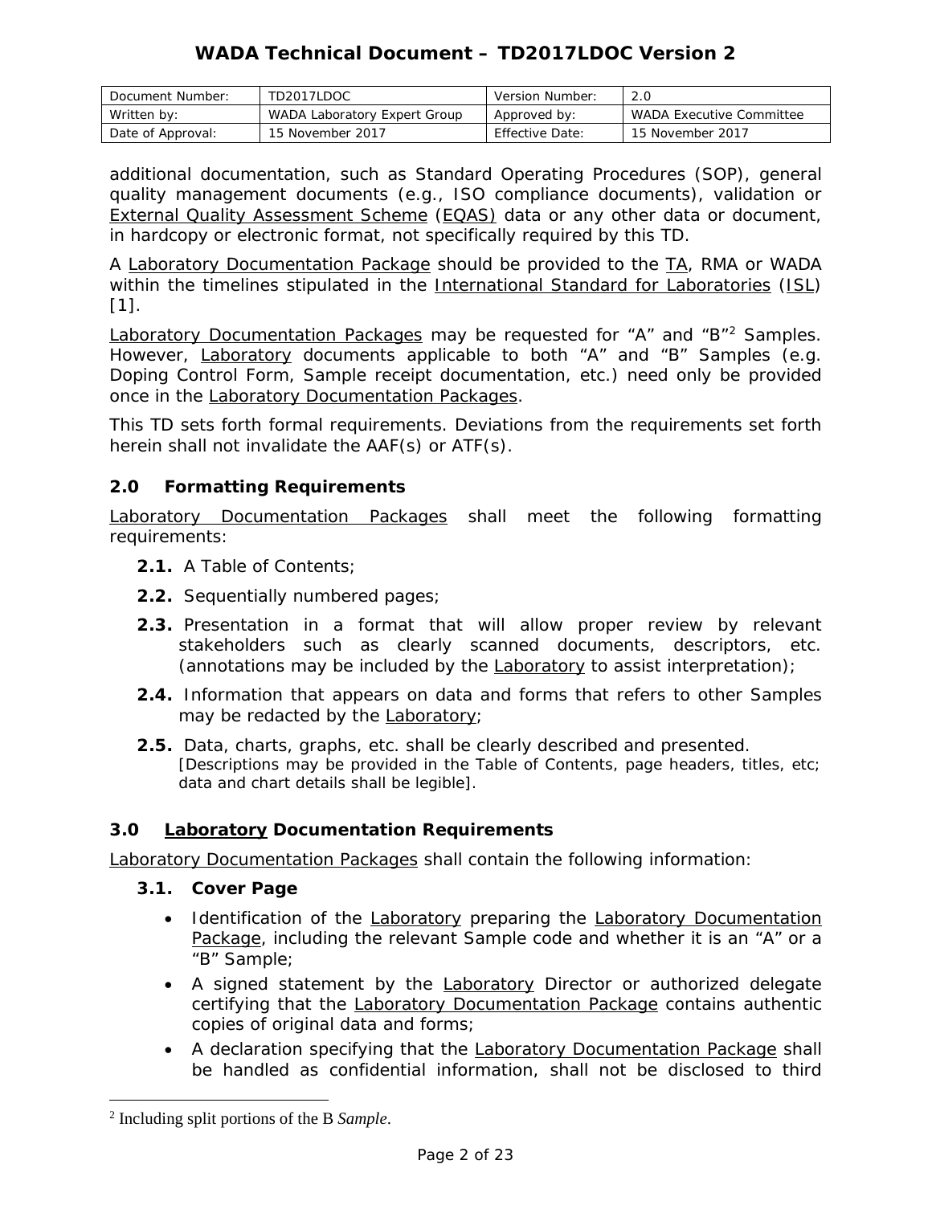additional documentation, such as Standard Operating Procedures (SOP), general quality management documents (e.g., ISO compliance documents), validation or External Quality Assessment Scheme (EQAS) data or any other data or document, in hardcopy or electronic format, not specifically required by this TD.

A Laboratory Documentation Package should be provided to the TA, RMA or WADA within the timelines stipulated in the International Standard for Laboratories (ISL) [1].

Laboratory Documentation Packages may be requested for "A" and "B"[2] Samples. However, Laboratory documents applicable to both "A" and "B" Samples (e.g. Doping Control Form, Sample receipt documentation, etc.) need only be provided once in the Laboratory Documentation Packages.

This TD sets forth formal requirements. Deviations from the requirements set forth herein shall not invalidate the AAF(s) or ATF(s).

## 2.0 Formatting Requirements

Laboratory Documentation Packages shall meet the following formatting requirements:

- **2.1.** A Table of Contents;
- **2.2.** Sequentially numbered pages;
- **2.3.** Presentation in a format that will allow proper review by relevant stakeholders such as clearly scanned documents, descriptors, etc. (annotations may be included by the Laboratory to assist interpretation);
- **2.4.** Information that appears on data and forms that refers to other Samples may be redacted by the Laboratory;
- **2.5.** Data, charts, graphs, etc. shall be clearly described and presented. [Descriptions may be provided in the Table of Contents, page headers, titles, etc; data and chart details shall be legible].

## 3.0 Laboratory Documentation Requirements

Laboratory Documentation Packages shall contain the following information:

### 3.1. Cover Page

- Identification of the Laboratory preparing the Laboratory Documentation Package, including the relevant Sample code and whether it is an "A" or a "B" Sample;
- A signed statement by the Laboratory Director or authorized delegate certifying that the Laboratory Documentation Package contains authentic copies of original data and forms;
- A declaration specifying that the Laboratory Documentation Package shall be handled as confidential information, shall not be disclosed to third

[2] Including split portions of the B *Sample*.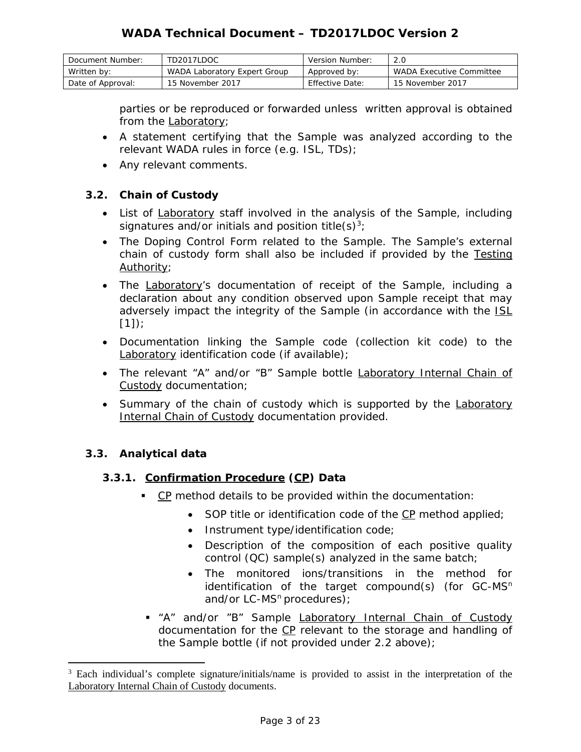parties or be reproduced or forwarded unless written approval is obtained from the Laboratory;

- A statement certifying that the Sample was analyzed according to the relevant WADA rules in force (e.g. ISL, TDs);
- Any relevant comments.

### 3.2. Chain of Custody

- List of Laboratory staff involved in the analysis of the Sample, including signatures and/or initials and position title(s)[3];
- The Doping Control Form related to the Sample. The Sample's external chain of custody form shall also be included if provided by the Testing Authority;
- The Laboratory's documentation of receipt of the Sample, including a declaration about any condition observed upon Sample receipt that may adversely impact the integrity of the Sample (in accordance with the ISL [1]);
- Documentation linking the Sample code (collection kit code) to the Laboratory identification code (if available);
- The relevant "A" and/or "B" Sample bottle Laboratory Internal Chain of Custody documentation;
- Summary of the chain of custody which is supported by the Laboratory Internal Chain of Custody documentation provided.

### 3.3. Analytical data

#### 3.3.1. Confirmation Procedure (CP) Data

- CP method details to be provided within the documentation:
  - SOP title or identification code of the CP method applied;
  - Instrument type/identification code;
  - Description of the composition of each positive quality control (QC) sample(s) analyzed in the same batch;
  - The monitored ions/transitions in the method for identification of the target compound(s) (for GC-$MS^n$ and/or LC-$MS^n$ procedures);
- "A" and/or "B" Sample Laboratory Internal Chain of Custody documentation for the CP relevant to the storage and handling of the Sample bottle (if not provided under 2.2 above);

[3] Each individual's complete signature/initials/name is provided to assist in the interpretation of the Laboratory Internal Chain of Custody documents.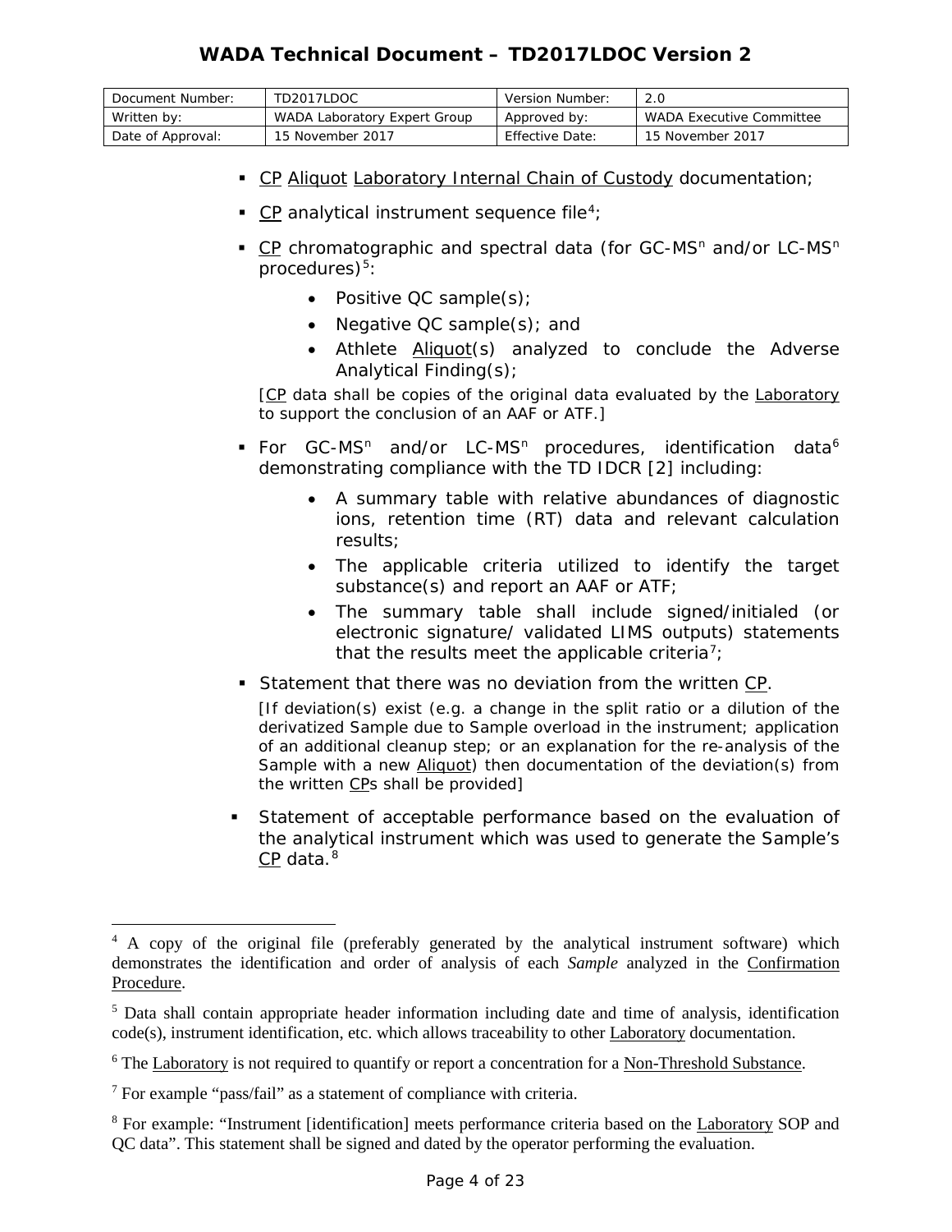- CP Aliquot Laboratory Internal Chain of Custody documentation;
- CP analytical instrument sequence file[4];
- CP chromatographic and spectral data (for GC-$MS^n$ and/or LC-$MS^n$ procedures)[5]:
    - Positive QC sample(s);
    - Negative QC sample(s); and
    - Athlete Aliquot(s) analyzed to conclude the Adverse Analytical Finding(s);

  [CP data shall be copies of the original data evaluated by the Laboratory to support the conclusion of an AAF or ATF.]
- For GC-$MS^n$ and/or LC-$MS^n$ procedures, identification data[6] demonstrating compliance with the TD IDCR [2] including:
    - A summary table with relative abundances of diagnostic ions, retention time (RT) data and relevant calculation results;
    - The applicable criteria utilized to identify the target substance(s) and report an AAF or ATF;
    - The summary table shall include signed/initialed (or electronic signature/ validated LIMS outputs) statements that the results meet the applicable criteria[7];
- Statement that there was no deviation from the written CP.

  [If deviation(s) exist (e.g. a change in the split ratio or a dilution of the derivatized Sample due to Sample overload in the instrument; application of an additional cleanup step; or an explanation for the re-analysis of the Sample with a new Aliquot) then documentation of the deviation(s) from the written CPs shall be provided]
- Statement of acceptable performance based on the evaluation of the analytical instrument which was used to generate the Sample's CP data.[8]

---

[4] A copy of the original file (preferably generated by the analytical instrument software) which demonstrates the identification and order of analysis of each *Sample* analyzed in the Confirmation Procedure.

[5] Data shall contain appropriate header information including date and time of analysis, identification code(s), instrument identification, etc. which allows traceability to other Laboratory documentation.

[6] The Laboratory is not required to quantify or report a concentration for a Non-Threshold Substance.

[7] For example "pass/fail" as a statement of compliance with criteria.

[8] For example: "Instrument [identification] meets performance criteria based on the Laboratory SOP and QC data". This statement shall be signed and dated by the operator performing the evaluation.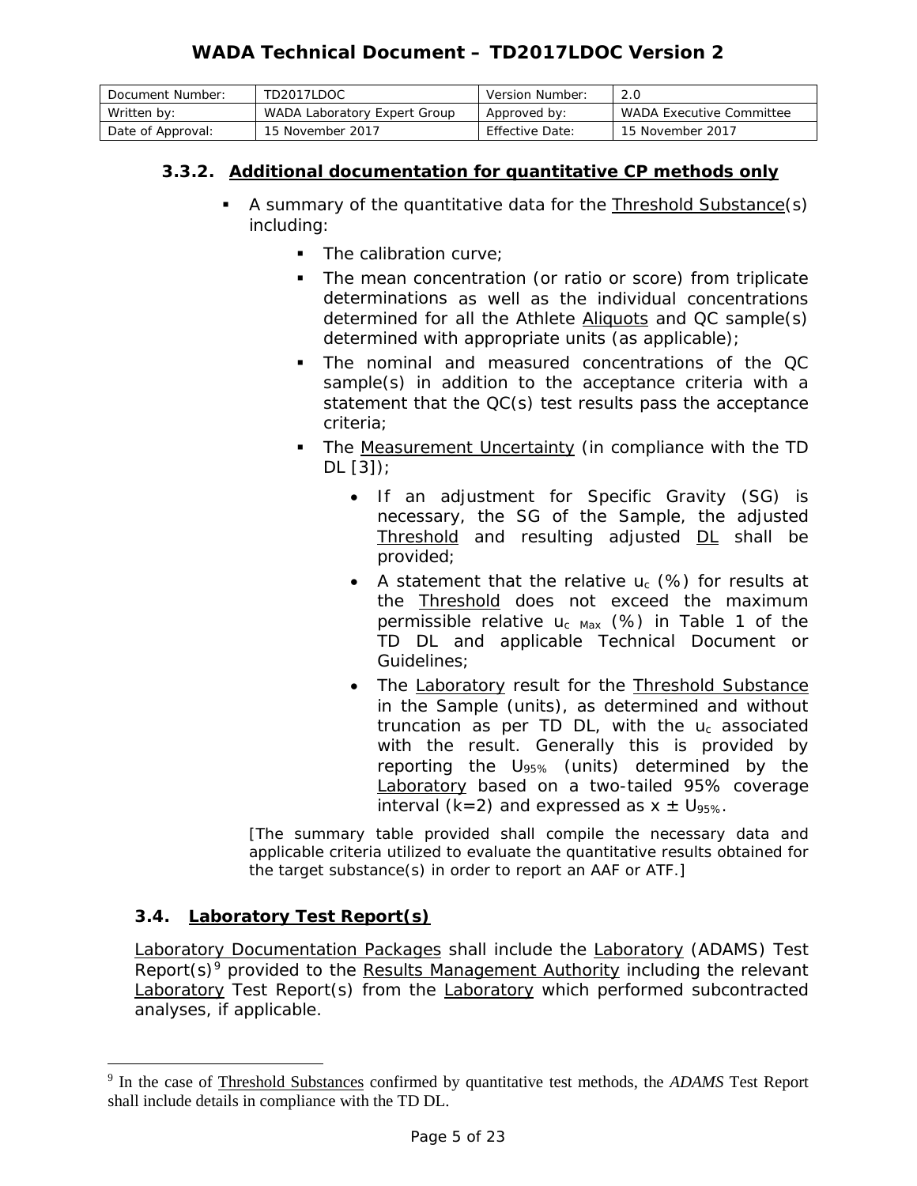#### 3.3.2. Additional documentation for quantitative CP methods only

- A summary of the quantitative data for the Threshold Substance(s) including:
  - The calibration curve;
  - The mean concentration (or ratio or score) from triplicate determinations as well as the individual concentrations determined for all the Athlete Aliquots and QC sample(s) determined with appropriate units (as applicable);
  - The nominal and measured concentrations of the QC sample(s) in addition to the acceptance criteria with a statement that the QC(s) test results pass the acceptance criteria;
  - The Measurement Uncertainty (in compliance with the TD DL [3]);
    - If an adjustment for Specific Gravity (SG) is necessary, the SG of the Sample, the adjusted Threshold and resulting adjusted DL shall be provided;
    - A statement that the relative $u_c$ (%) for results at the Threshold does not exceed the maximum permissible relative $u_{c\ Max}$ (%) in Table 1 of the TD DL and applicable Technical Document or Guidelines;
    - The Laboratory result for the Threshold Substance in the Sample (units), as determined and without truncation as per TD DL, with the $u_c$ associated with the result. Generally this is provided by reporting the $U_{95\%}$ (units) determined by the Laboratory based on a two-tailed 95% coverage interval (k=2) and expressed as $x \pm U_{95\%}$.

[The summary table provided shall compile the necessary data and applicable criteria utilized to evaluate the quantitative results obtained for the target substance(s) in order to report an AAF or ATF.]

### 3.4. Laboratory Test Report(s)

Laboratory Documentation Packages shall include the Laboratory (ADAMS) Test Report(s)[9] provided to the Results Management Authority including the relevant Laboratory Test Report(s) from the Laboratory which performed subcontracted analyses, if applicable.

[9] In the case of Threshold Substances confirmed by quantitative test methods, the *ADAMS* Test Report shall include details in compliance with the TD DL.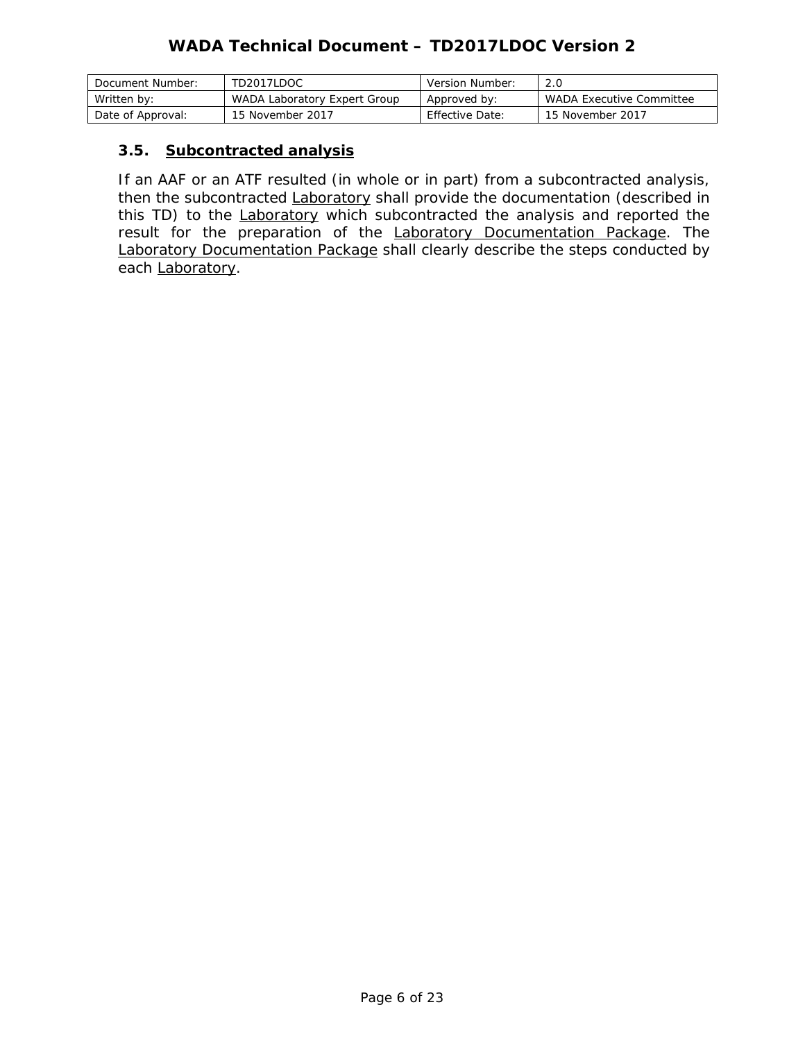### 3.5. Subcontracted analysis

If an AAF or an ATF resulted (in whole or in part) from a subcontracted analysis, then the subcontracted Laboratory shall provide the documentation (described in this TD) to the Laboratory which subcontracted the analysis and reported the result for the preparation of the Laboratory Documentation Package. The Laboratory Documentation Package shall clearly describe the steps conducted by each Laboratory.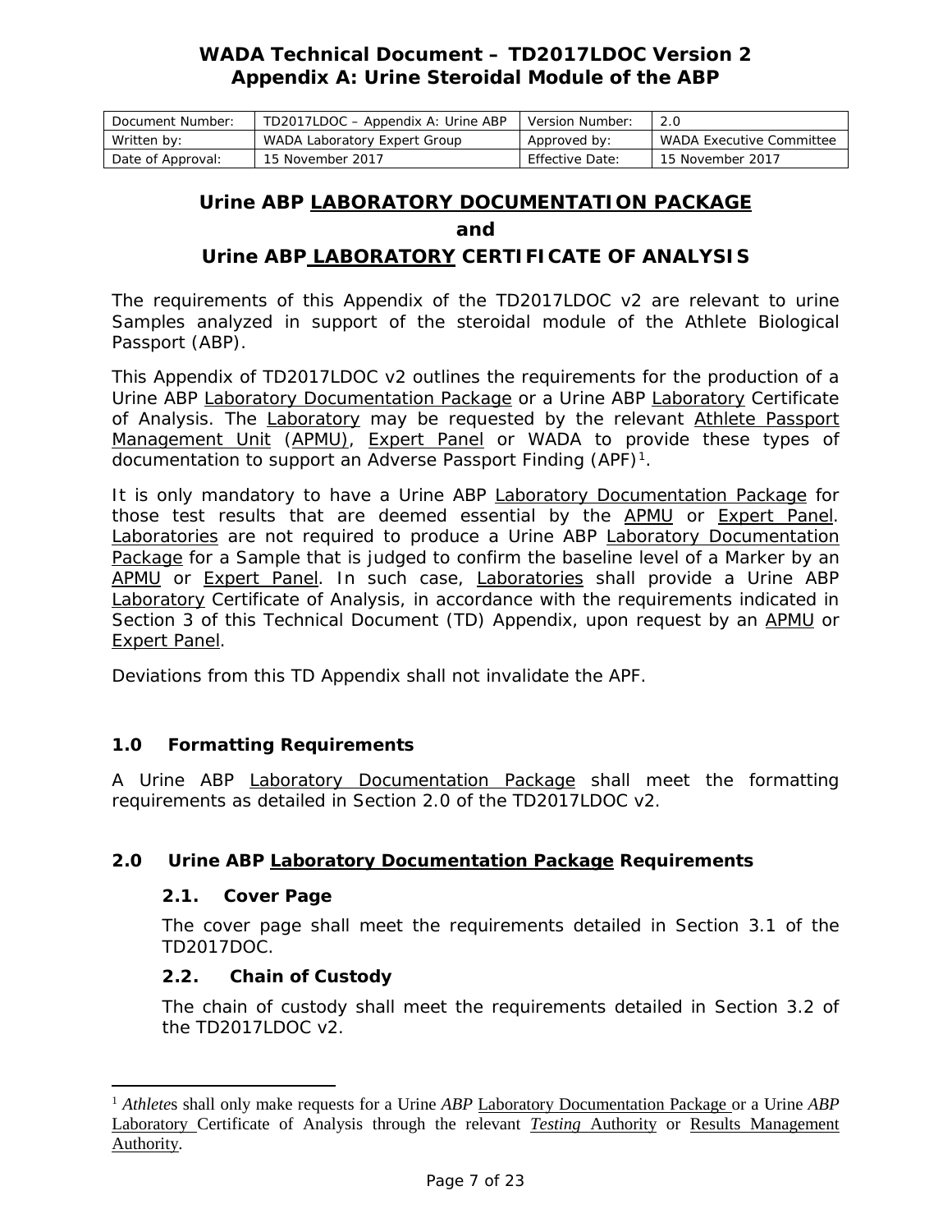# WADA Technical Document – TD2017LDOC Version 2
## Appendix A: Urine Steroidal Module of the ABP

| Document Number: | TD2017LDOC – Appendix A: Urine ABP | Version Number: | 2.0 |
|---|---|---|---|
| Written by: | WADA Laboratory Expert Group | Approved by: | WADA Executive Committee |
| Date of Approval: | 15 November 2017 | Effective Date: | 15 November 2017 |

## Urine ABP LABORATORY DOCUMENTATION PACKAGE and Urine ABP LABORATORY CERTIFICATE OF ANALYSIS

The requirements of this Appendix of the TD2017LDOC v2 are relevant to urine Samples analyzed in support of the steroidal module of the Athlete Biological Passport (ABP).

This Appendix of TD2017LDOC v2 outlines the requirements for the production of a Urine ABP Laboratory Documentation Package or a Urine ABP Laboratory Certificate of Analysis. The Laboratory may be requested by the relevant Athlete Passport Management Unit (APMU), Expert Panel or WADA to provide these types of documentation to support an Adverse Passport Finding (APF)[1].

It is only mandatory to have a Urine ABP Laboratory Documentation Package for those test results that are deemed essential by the APMU or Expert Panel. Laboratories are not required to produce a Urine ABP Laboratory Documentation Package for a Sample that is judged to confirm the baseline level of a Marker by an APMU or Expert Panel. In such case, Laboratories shall provide a Urine ABP Laboratory Certificate of Analysis, in accordance with the requirements indicated in Section 3 of this Technical Document (TD) Appendix, upon request by an APMU or Expert Panel.

Deviations from this TD Appendix shall not invalidate the APF.

### 1.0 Formatting Requirements

A Urine ABP Laboratory Documentation Package shall meet the formatting requirements as detailed in Section 2.0 of the TD2017LDOC v2.

### 2.0 Urine ABP Laboratory Documentation Package Requirements

#### 2.1. Cover Page

The cover page shall meet the requirements detailed in Section 3.1 of the TD2017DOC.

#### 2.2. Chain of Custody

The chain of custody shall meet the requirements detailed in Section 3.2 of the TD2017LDOC v2.

---

[1] *Athletes* shall only make requests for a Urine *ABP* Laboratory Documentation Package or a Urine *ABP* Laboratory Certificate of Analysis through the relevant *Testing* Authority or Results Management Authority.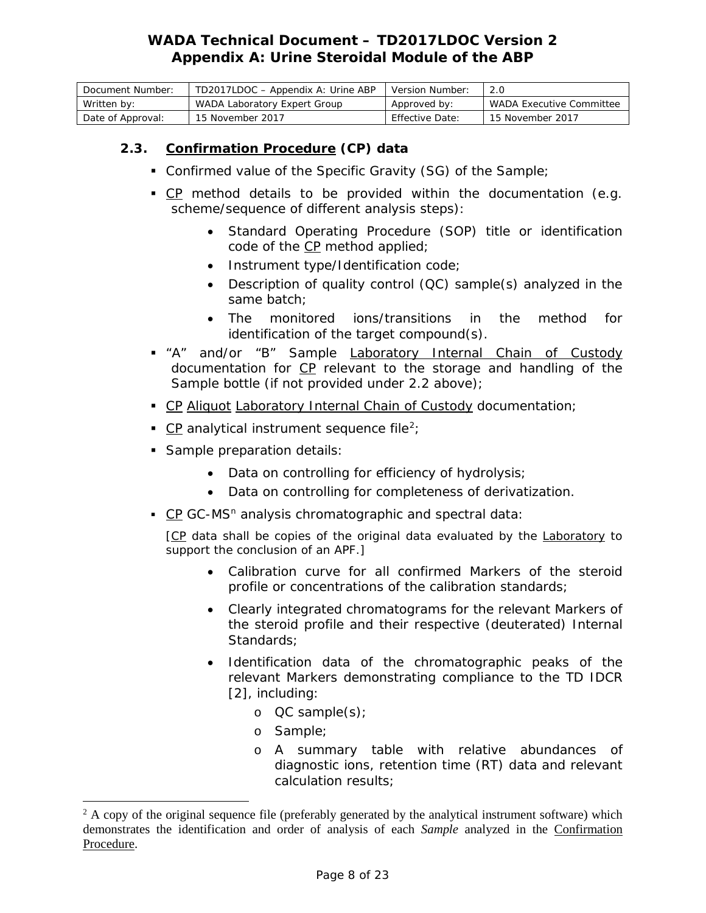### 2.3. Confirmation Procedure (CP) data

- Confirmed value of the Specific Gravity (SG) of the Sample;
- CP method details to be provided within the documentation (e.g. scheme/sequence of different analysis steps):
  - Standard Operating Procedure (SOP) title or identification code of the CP method applied;
  - Instrument type/Identification code;
  - Description of quality control (QC) sample(s) analyzed in the same batch;
  - The monitored ions/transitions in the method for identification of the target compound(s).
- "A" and/or "B" Sample Laboratory Internal Chain of Custody documentation for CP relevant to the storage and handling of the Sample bottle (if not provided under 2.2 above);
- CP Aliquot Laboratory Internal Chain of Custody documentation;
- CP analytical instrument sequence file[2];
- Sample preparation details:
  - Data on controlling for efficiency of hydrolysis;
  - Data on controlling for completeness of derivatization.
- CP GC-MS$^n$ analysis chromatographic and spectral data:

  [CP data shall be copies of the original data evaluated by the Laboratory to support the conclusion of an APF.]

  - Calibration curve for all confirmed Markers of the steroid profile or concentrations of the calibration standards;
  - Clearly integrated chromatograms for the relevant Markers of the steroid profile and their respective (deuterated) Internal Standards;
  - Identification data of the chromatographic peaks of the relevant Markers demonstrating compliance to the TD IDCR [2], including:
    - QC sample(s);
    - Sample;
    - A summary table with relative abundances of diagnostic ions, retention time (RT) data and relevant calculation results;

---

[2] A copy of the original sequence file (preferably generated by the analytical instrument software) which demonstrates the identification and order of analysis of each *Sample* analyzed in the Confirmation Procedure.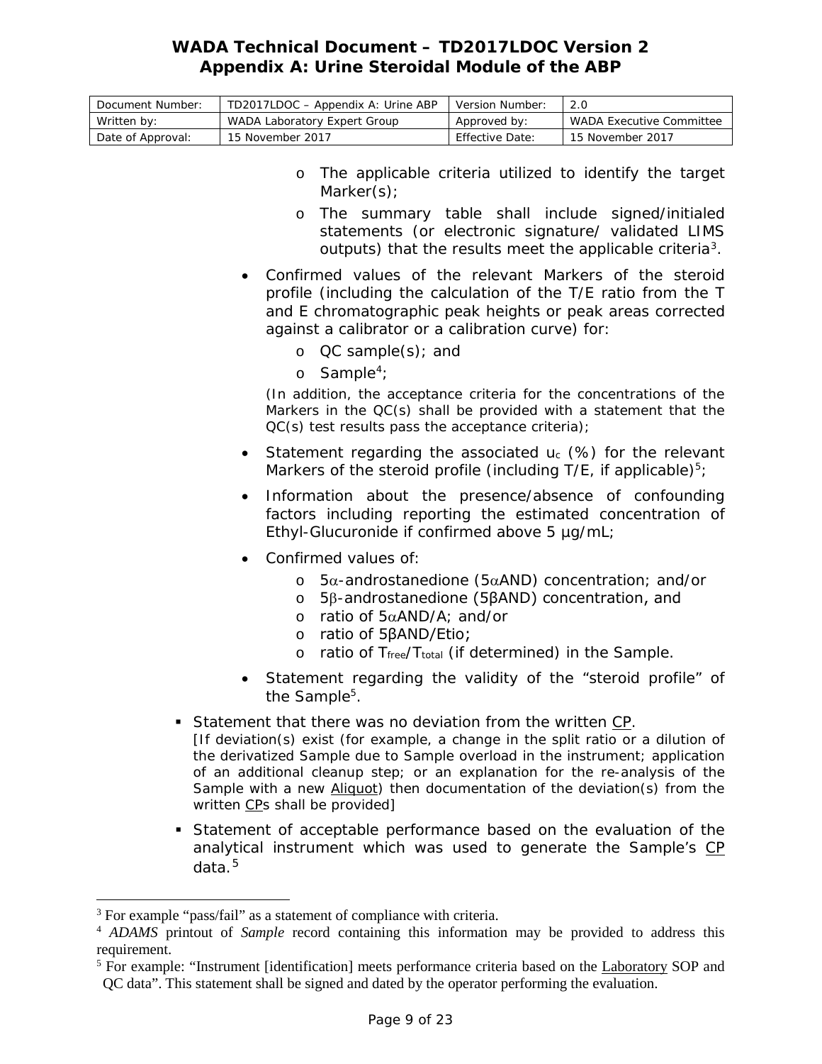- The applicable criteria utilized to identify the target Marker(s);
- The summary table shall include signed/initialed statements (or electronic signature/ validated LIMS outputs) that the results meet the applicable criteria[3].

- Confirmed values of the relevant Markers of the steroid profile (including the calculation of the T/E ratio from the T and E chromatographic peak heights or peak areas corrected against a calibrator or a calibration curve) for:
  - QC sample(s); and
  - Sample[4];

  (In addition, the acceptance criteria for the concentrations of the Markers in the QC(s) shall be provided with a statement that the QC(s) test results pass the acceptance criteria);

- Statement regarding the associated $u_c$ (%) for the relevant Markers of the steroid profile (including T/E, if applicable)[5];
- Information about the presence/absence of confounding factors including reporting the estimated concentration of Ethyl-Glucuronide if confirmed above 5 µg/mL;
- Confirmed values of:
  - 5α-androstanedione (5αAND) concentration; and/or
  - 5β-androstanedione (5βAND) concentration, and
  - ratio of 5αAND/A; and/or
  - ratio of 5βAND/Etio;
  - ratio of $T_{free}/T_{total}$ (if determined) in the Sample.
- Statement regarding the validity of the "steroid profile" of the Sample[5].

▪ Statement that there was no deviation from the written CP.
[If deviation(s) exist (for example, a change in the split ratio or a dilution of the derivatized Sample due to Sample overload in the instrument; application of an additional cleanup step; or an explanation for the re-analysis of the Sample with a new Aliquot) then documentation of the deviation(s) from the written CPs shall be provided]

▪ Statement of acceptable performance based on the evaluation of the analytical instrument which was used to generate the Sample's CP data.[5]

---

[3] For example "pass/fail" as a statement of compliance with criteria.

[4] *ADAMS* printout of *Sample* record containing this information may be provided to address this requirement.

[5] For example: "Instrument [identification] meets performance criteria based on the Laboratory SOP and QC data". This statement shall be signed and dated by the operator performing the evaluation.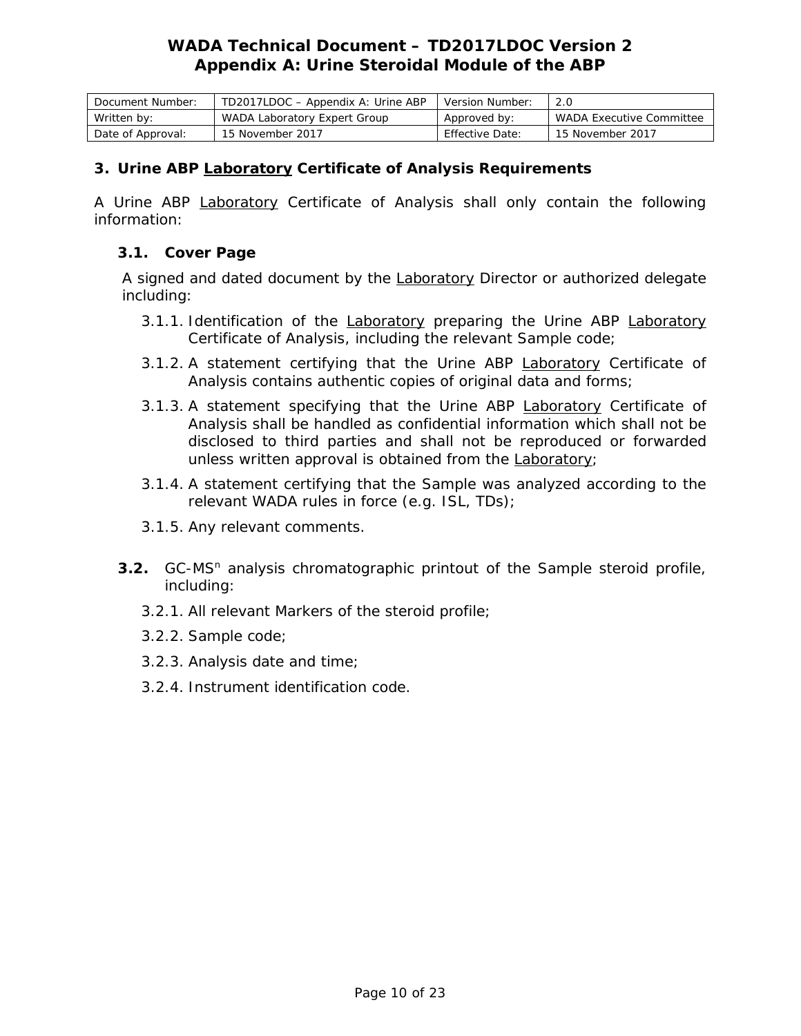## 3. Urine ABP Laboratory Certificate of Analysis Requirements

A Urine ABP Laboratory Certificate of Analysis shall only contain the following information:

### 3.1. Cover Page

A signed and dated document by the Laboratory Director or authorized delegate including:

3.1.1. Identification of the Laboratory preparing the Urine ABP Laboratory Certificate of Analysis, including the relevant Sample code;

3.1.2. A statement certifying that the Urine ABP Laboratory Certificate of Analysis contains authentic copies of original data and forms;

3.1.3. A statement specifying that the Urine ABP Laboratory Certificate of Analysis shall be handled as confidential information which shall not be disclosed to third parties and shall not be reproduced or forwarded unless written approval is obtained from the Laboratory;

3.1.4. A statement certifying that the Sample was analyzed according to the relevant WADA rules in force (e.g. ISL, TDs);

3.1.5. Any relevant comments.

**3.2.** GC-MS$^n$ analysis chromatographic printout of the Sample steroid profile, including:

3.2.1. All relevant Markers of the steroid profile;

3.2.2. Sample code;

3.2.3. Analysis date and time;

3.2.4. Instrument identification code.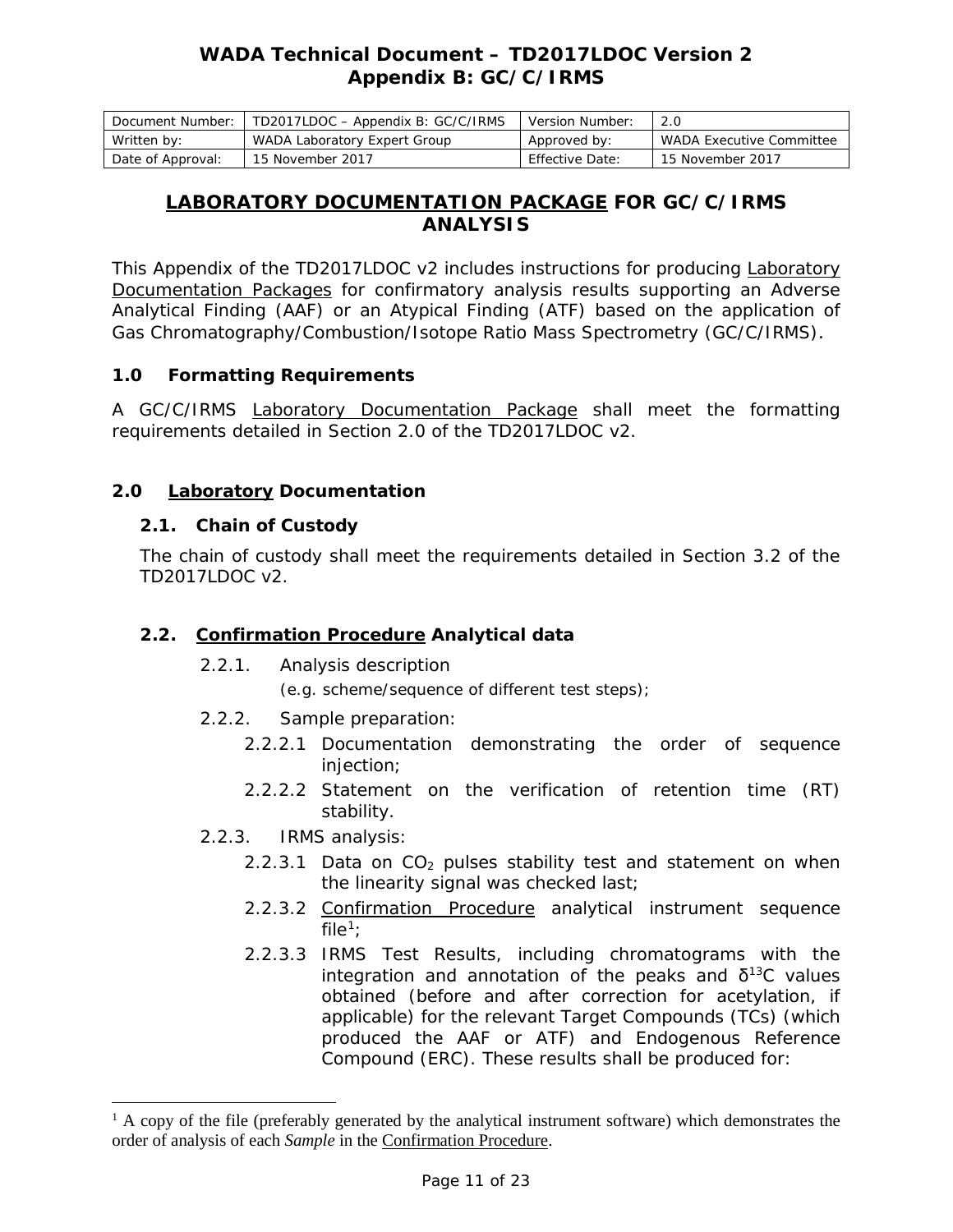# WADA Technical Document – TD2017LDOC Version 2
## Appendix B: GC/C/IRMS

| Document Number: | TD2017LDOC – Appendix B: GC/C/IRMS | Version Number: | 2.0 |
|---|---|---|---|
| Written by: | WADA Laboratory Expert Group | Approved by: | WADA Executive Committee |
| Date of Approval: | 15 November 2017 | Effective Date: | 15 November 2017 |

## LABORATORY DOCUMENTATION PACKAGE FOR GC/C/IRMS ANALYSIS

This Appendix of the TD2017LDOC v2 includes instructions for producing Laboratory Documentation Packages for confirmatory analysis results supporting an Adverse Analytical Finding (AAF) or an Atypical Finding (ATF) based on the application of Gas Chromatography/Combustion/Isotope Ratio Mass Spectrometry (GC/C/IRMS).

### 1.0 Formatting Requirements

A GC/C/IRMS Laboratory Documentation Package shall meet the formatting requirements detailed in Section 2.0 of the TD2017LDOC v2.

### 2.0 Laboratory Documentation

#### 2.1. Chain of Custody

The chain of custody shall meet the requirements detailed in Section 3.2 of the TD2017LDOC v2.

#### 2.2. Confirmation Procedure Analytical data

2.2.1. Analysis description
(e.g. scheme/sequence of different test steps);

2.2.2. Sample preparation:

- 2.2.2.1 Documentation demonstrating the order of sequence injection;
- 2.2.2.2 Statement on the verification of retention time (RT) stability.

2.2.3. IRMS analysis:

- 2.2.3.1 Data on $CO_2$ pulses stability test and statement on when the linearity signal was checked last;
- 2.2.3.2 Confirmation Procedure analytical instrument sequence file[1];
- 2.2.3.3 IRMS Test Results, including chromatograms with the integration and annotation of the peaks and $\delta^{13}C$ values obtained (before and after correction for acetylation, if applicable) for the relevant Target Compounds (TCs) (which produced the AAF or ATF) and Endogenous Reference Compound (ERC). These results shall be produced for:

---

[1] A copy of the file (preferably generated by the analytical instrument software) which demonstrates the order of analysis of each *Sample* in the Confirmation Procedure.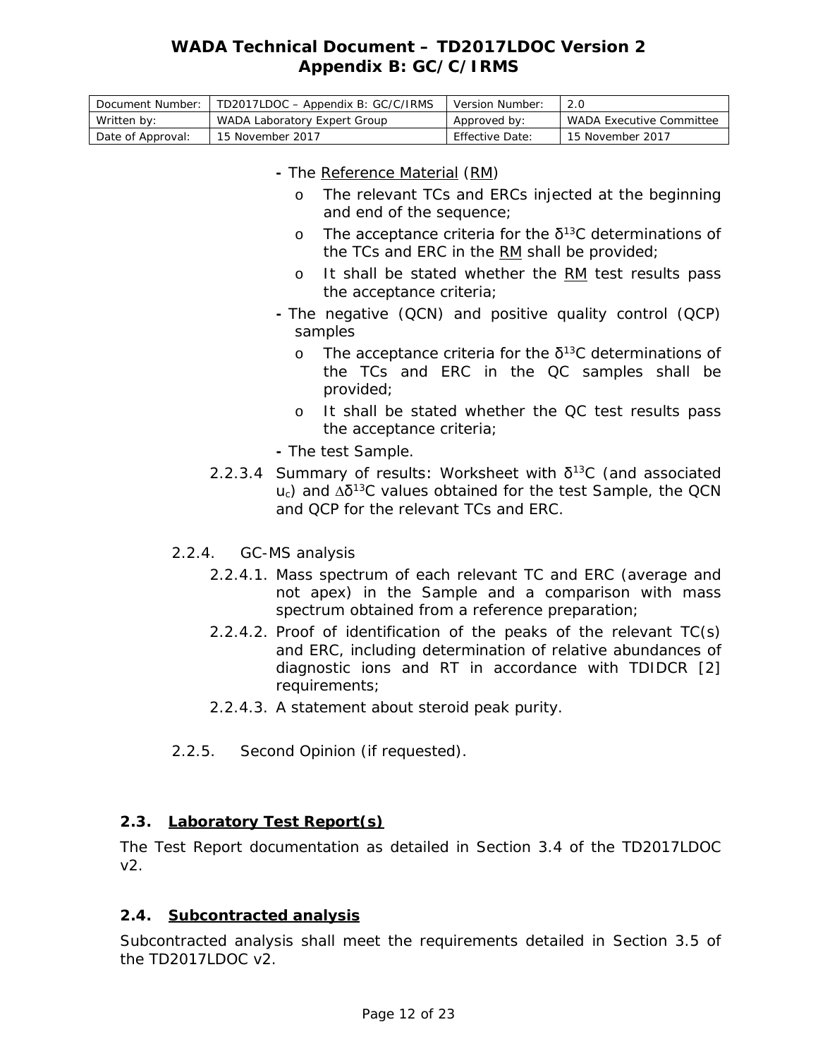- The Reference Material (RM)
    - The relevant TCs and ERCs injected at the beginning and end of the sequence;
    - The acceptance criteria for the $\delta^{13}C$ determinations of the TCs and ERC in the RM shall be provided;
    - It shall be stated whether the RM test results pass the acceptance criteria;
- The negative (QCN) and positive quality control (QCP) samples
    - The acceptance criteria for the $\delta^{13}C$ determinations of the TCs and ERC in the QC samples shall be provided;
    - It shall be stated whether the QC test results pass the acceptance criteria;
- The test Sample.

2.2.3.4 Summary of results: Worksheet with $\delta^{13}C$ (and associated $u_c$) and $\Delta\delta^{13}C$ values obtained for the test Sample, the QCN and QCP for the relevant TCs and ERC.

2.2.4. GC-MS analysis

2.2.4.1. Mass spectrum of each relevant TC and ERC (average and not apex) in the Sample and a comparison with mass spectrum obtained from a reference preparation;

2.2.4.2. Proof of identification of the peaks of the relevant TC(s) and ERC, including determination of relative abundances of diagnostic ions and RT in accordance with TDIDCR [2] requirements;

2.2.4.3. A statement about steroid peak purity.

2.2.5. Second Opinion (if requested).

### 2.3. Laboratory Test Report(s)

The Test Report documentation as detailed in Section 3.4 of the TD2017LDOC v2.

### 2.4. Subcontracted analysis

Subcontracted analysis shall meet the requirements detailed in Section 3.5 of the TD2017LDOC v2.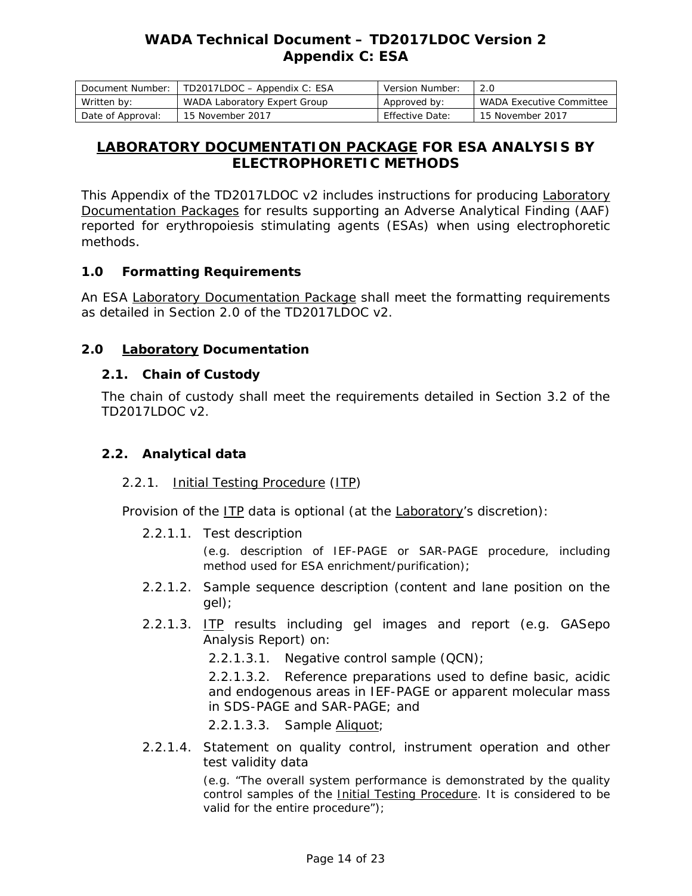# WADA Technical Document – TD2017LDOC Version 2
# Appendix C: ESA

| Document Number: | TD2017LDOC – Appendix C: ESA | Version Number: | 2.0 |
|---|---|---|---|
| Written by: | WADA Laboratory Expert Group | Approved by: | WADA Executive Committee |
| Date of Approval: | 15 November 2017 | Effective Date: | 15 November 2017 |

## LABORATORY DOCUMENTATION PACKAGE FOR ESA ANALYSIS BY ELECTROPHORETIC METHODS

This Appendix of the TD2017LDOC v2 includes instructions for producing Laboratory Documentation Packages for results supporting an Adverse Analytical Finding (AAF) reported for erythropoiesis stimulating agents (ESAs) when using electrophoretic methods.

### 1.0 Formatting Requirements

An ESA Laboratory Documentation Package shall meet the formatting requirements as detailed in Section 2.0 of the TD2017LDOC v2.

### 2.0 Laboratory Documentation

#### 2.1. Chain of Custody

The chain of custody shall meet the requirements detailed in Section 3.2 of the TD2017LDOC v2.

#### 2.2. Analytical data

2.2.1. Initial Testing Procedure (ITP)

Provision of the ITP data is optional (at the Laboratory's discretion):

2.2.1.1. Test description

(e.g. description of IEF-PAGE or SAR-PAGE procedure, including method used for ESA enrichment/purification);

2.2.1.2. Sample sequence description (content and lane position on the gel);

2.2.1.3. ITP results including gel images and report (e.g. GASepo Analysis Report) on:

2.2.1.3.1. Negative control sample (QCN);

2.2.1.3.2. Reference preparations used to define basic, acidic and endogenous areas in IEF-PAGE or apparent molecular mass in SDS-PAGE and SAR-PAGE; and

2.2.1.3.3. Sample Aliquot;

2.2.1.4. Statement on quality control, instrument operation and other test validity data

(e.g. "The overall system performance is demonstrated by the quality control samples of the Initial Testing Procedure. It is considered to be valid for the entire procedure");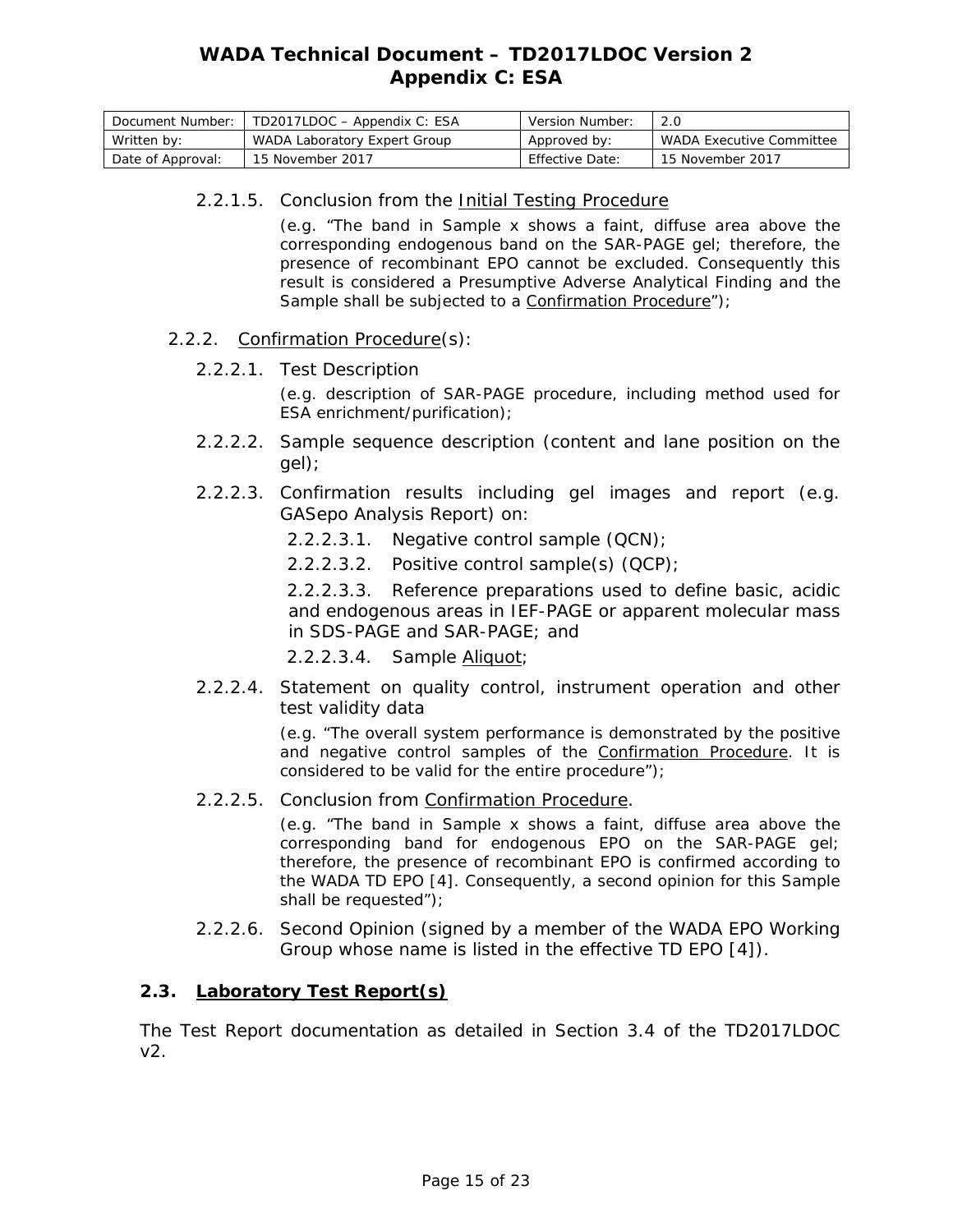2.2.1.5. Conclusion from the Initial Testing Procedure

(e.g. "The band in Sample x shows a faint, diffuse area above the corresponding endogenous band on the SAR-PAGE gel; therefore, the presence of recombinant EPO cannot be excluded. Consequently this result is considered a Presumptive Adverse Analytical Finding and the Sample shall be subjected to a Confirmation Procedure");

2.2.2. Confirmation Procedure(s):

2.2.2.1. Test Description

(e.g. description of SAR-PAGE procedure, including method used for ESA enrichment/purification);

2.2.2.2. Sample sequence description (content and lane position on the gel);

2.2.2.3. Confirmation results including gel images and report (e.g. GASepo Analysis Report) on:

2.2.2.3.1. Negative control sample (QCN);

2.2.2.3.2. Positive control sample(s) (QCP);

2.2.2.3.3. Reference preparations used to define basic, acidic and endogenous areas in IEF-PAGE or apparent molecular mass in SDS-PAGE and SAR-PAGE; and

2.2.2.3.4. Sample Aliquot;

2.2.2.4. Statement on quality control, instrument operation and other test validity data

(e.g. "The overall system performance is demonstrated by the positive and negative control samples of the Confirmation Procedure. It is considered to be valid for the entire procedure");

2.2.2.5. Conclusion from Confirmation Procedure.

(e.g. "The band in Sample x shows a faint, diffuse area above the corresponding band for endogenous EPO on the SAR-PAGE gel; therefore, the presence of recombinant EPO is confirmed according to the WADA TD EPO [4]. Consequently, a second opinion for this Sample shall be requested");

2.2.2.6. Second Opinion (signed by a member of the WADA EPO Working Group whose name is listed in the effective TD EPO [4]).

### 2.3. Laboratory Test Report(s)

The Test Report documentation as detailed in Section 3.4 of the TD2017LDOC v2.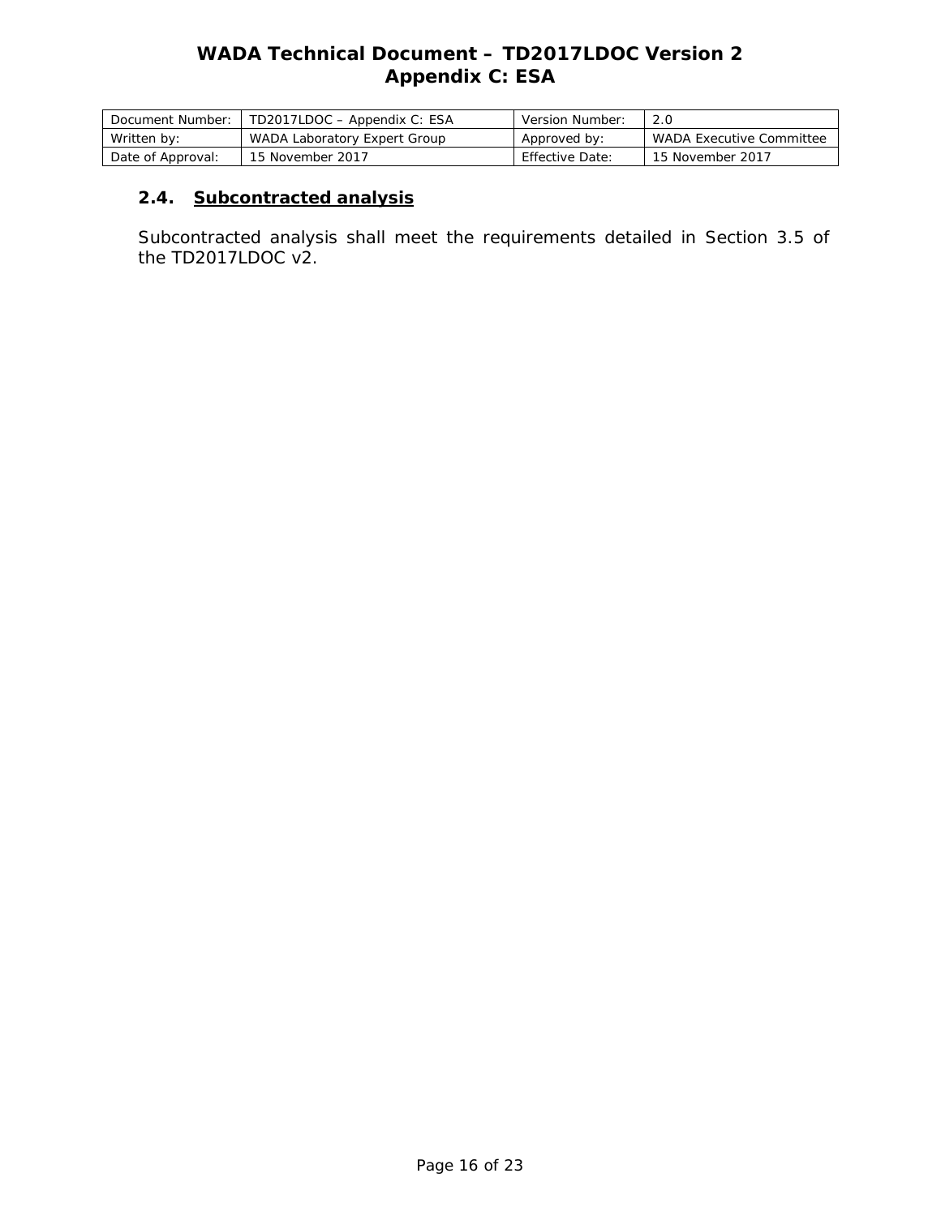### 2.4. Subcontracted analysis

Subcontracted analysis shall meet the requirements detailed in Section 3.5 of the TD2017LDOC v2.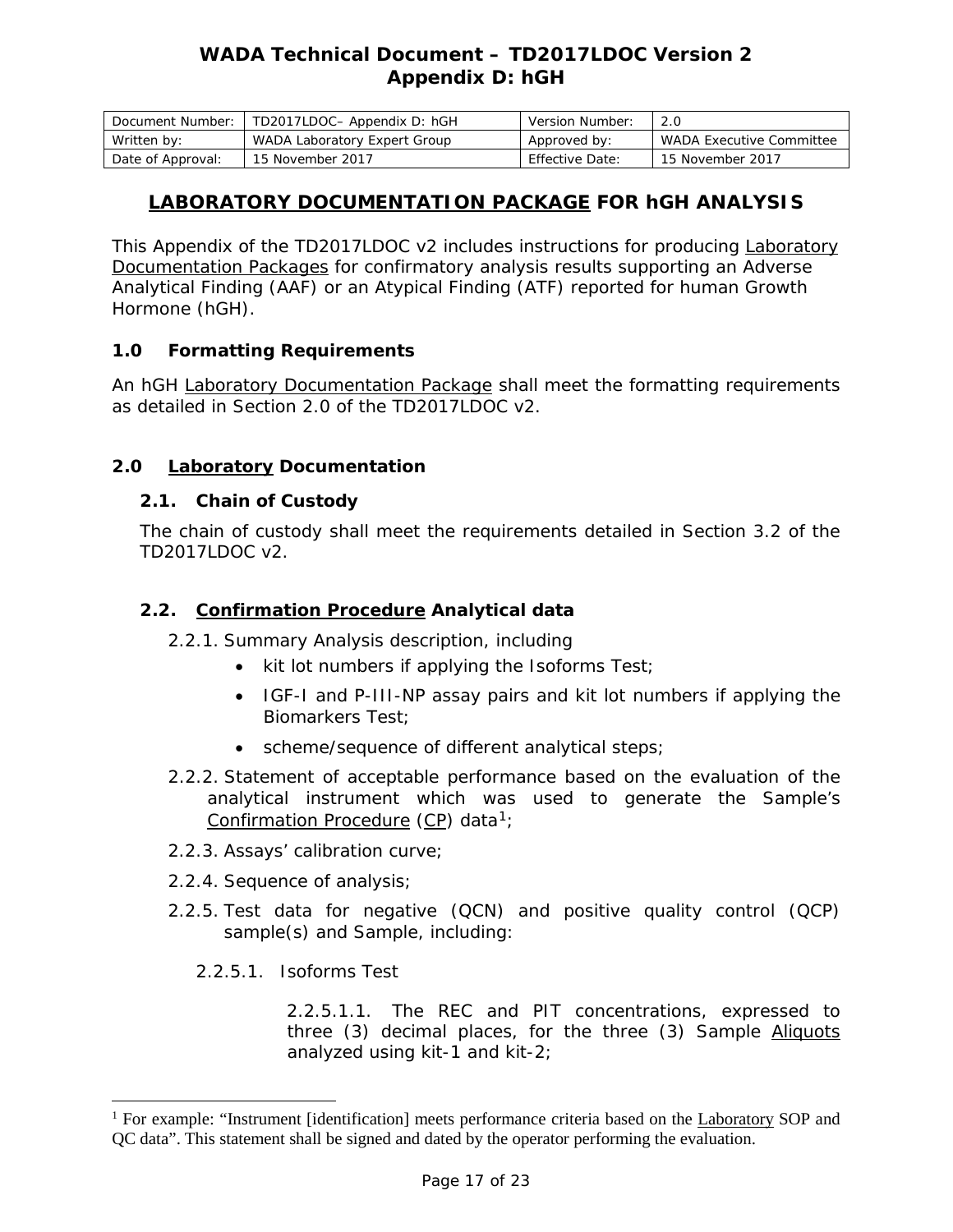## LABORATORY DOCUMENTATION PACKAGE FOR hGH ANALYSIS

This Appendix of the TD2017LDOC v2 includes instructions for producing Laboratory Documentation Packages for confirmatory analysis results supporting an Adverse Analytical Finding (AAF) or an Atypical Finding (ATF) reported for human Growth Hormone (hGH).

### 1.0 Formatting Requirements

An hGH Laboratory Documentation Package shall meet the formatting requirements as detailed in Section 2.0 of the TD2017LDOC v2.

### 2.0 Laboratory Documentation

#### 2.1. Chain of Custody

The chain of custody shall meet the requirements detailed in Section 3.2 of the TD2017LDOC v2.

#### 2.2. Confirmation Procedure Analytical data

2.2.1. Summary Analysis description, including

- kit lot numbers if applying the Isoforms Test;
- IGF-I and P-III-NP assay pairs and kit lot numbers if applying the Biomarkers Test;
- scheme/sequence of different analytical steps;

2.2.2. Statement of acceptable performance based on the evaluation of the analytical instrument which was used to generate the Sample's Confirmation Procedure (CP) data[1];

2.2.3. Assays' calibration curve;

2.2.4. Sequence of analysis;

2.2.5. Test data for negative (QCN) and positive quality control (QCP) sample(s) and Sample, including:

2.2.5.1. Isoforms Test

2.2.5.1.1. The REC and PIT concentrations, expressed to three (3) decimal places, for the three (3) Sample Aliquots analyzed using kit-1 and kit-2;

---

[1] For example: "Instrument [identification] meets performance criteria based on the Laboratory SOP and QC data". This statement shall be signed and dated by the operator performing the evaluation.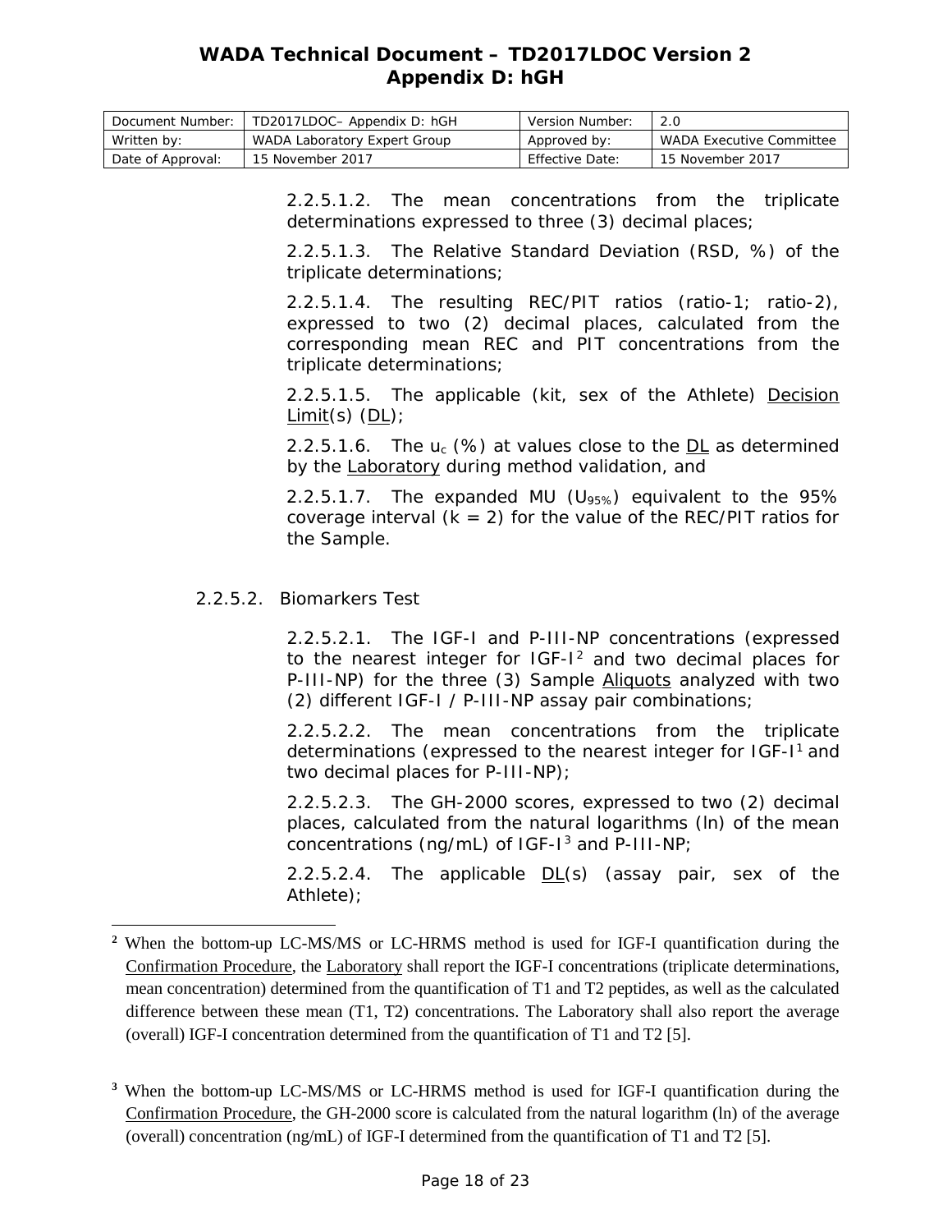2.2.5.1.2. The mean concentrations from the triplicate determinations expressed to three (3) decimal places;

2.2.5.1.3. The Relative Standard Deviation (RSD, %) of the triplicate determinations;

2.2.5.1.4. The resulting REC/PIT ratios (ratio-1; ratio-2), expressed to two (2) decimal places, calculated from the corresponding mean REC and PIT concentrations from the triplicate determinations;

2.2.5.1.5. The applicable (kit, sex of the Athlete) Decision Limit(s) (DL);

2.2.5.1.6. The $u_c$ (%) at values close to the DL as determined by the Laboratory during method validation, and

2.2.5.1.7. The expanded MU ($U_{95\%}$) equivalent to the 95% coverage interval (k = 2) for the value of the REC/PIT ratios for the Sample.

2.2.5.2. Biomarkers Test

2.2.5.2.1. The IGF-I and P-III-NP concentrations (expressed to the nearest integer for IGF-I[2] and two decimal places for P-III-NP) for the three (3) Sample Aliquots analyzed with two (2) different IGF-I / P-III-NP assay pair combinations;

2.2.5.2.2. The mean concentrations from the triplicate determinations (expressed to the nearest integer for IGF-I[1] and two decimal places for P-III-NP);

2.2.5.2.3. The GH-2000 scores, expressed to two (2) decimal places, calculated from the natural logarithms (ln) of the mean concentrations (ng/mL) of IGF-I[3] and P-III-NP;

2.2.5.2.4. The applicable DL(s) (assay pair, sex of the Athlete);

---

[2] When the bottom-up LC-MS/MS or LC-HRMS method is used for IGF-I quantification during the Confirmation Procedure, the Laboratory shall report the IGF-I concentrations (triplicate determinations, mean concentration) determined from the quantification of T1 and T2 peptides, as well as the calculated difference between these mean (T1, T2) concentrations. The Laboratory shall also report the average (overall) IGF-I concentration determined from the quantification of T1 and T2 [5].

[3] When the bottom-up LC-MS/MS or LC-HRMS method is used for IGF-I quantification during the Confirmation Procedure, the GH-2000 score is calculated from the natural logarithm (ln) of the average (overall) concentration (ng/mL) of IGF-I determined from the quantification of T1 and T2 [5].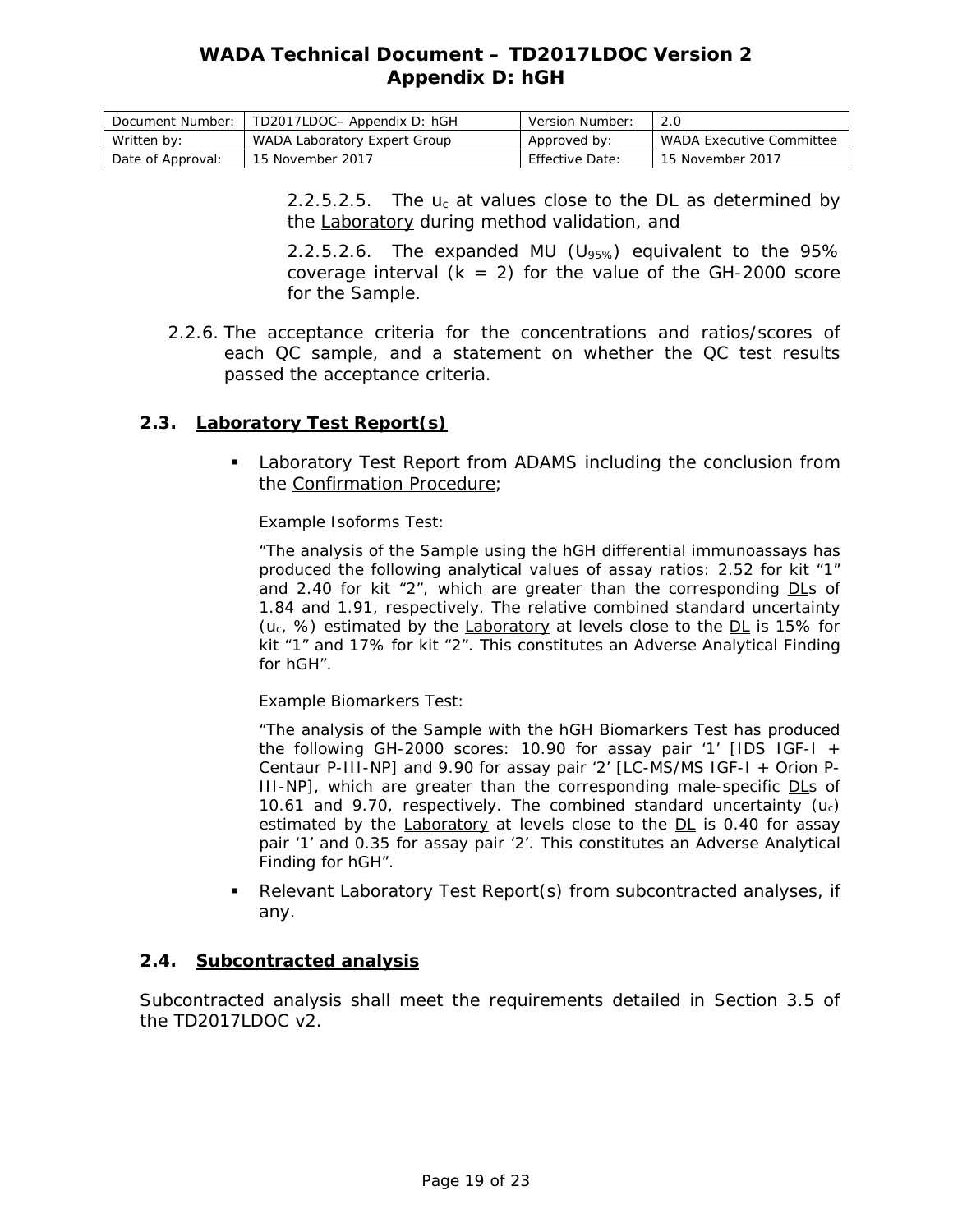2.2.5.2.5. The $u_c$ at values close to the DL as determined by the Laboratory during method validation, and

2.2.5.2.6. The expanded MU ($U_{95\%}$) equivalent to the 95% coverage interval ($k = 2$) for the value of the GH-2000 score for the Sample.

2.2.6. The acceptance criteria for the concentrations and ratios/scores of each QC sample, and a statement on whether the QC test results passed the acceptance criteria.

### 2.3. Laboratory Test Report(s)

- Laboratory Test Report from ADAMS including the conclusion from the Confirmation Procedure;

  Example Isoforms Test:

  "The analysis of the Sample using the hGH differential immunoassays has produced the following analytical values of assay ratios: 2.52 for kit "1" and 2.40 for kit "2", which are greater than the corresponding DLs of 1.84 and 1.91, respectively. The relative combined standard uncertainty ($u_c$, %) estimated by the Laboratory at levels close to the DL is 15% for kit "1" and 17% for kit "2". This constitutes an Adverse Analytical Finding for hGH".

  Example Biomarkers Test:

  "The analysis of the Sample with the hGH Biomarkers Test has produced the following GH-2000 scores: 10.90 for assay pair '1' [IDS IGF-I + Centaur P-III-NP] and 9.90 for assay pair '2' [LC-MS/MS IGF-I + Orion P-III-NP], which are greater than the corresponding male-specific DLs of 10.61 and 9.70, respectively. The combined standard uncertainty ($u_c$) estimated by the Laboratory at levels close to the DL is 0.40 for assay pair '1' and 0.35 for assay pair '2'. This constitutes an Adverse Analytical Finding for hGH".

- Relevant Laboratory Test Report(s) from subcontracted analyses, if any.

### 2.4. Subcontracted analysis

Subcontracted analysis shall meet the requirements detailed in Section 3.5 of the TD2017LDOC v2.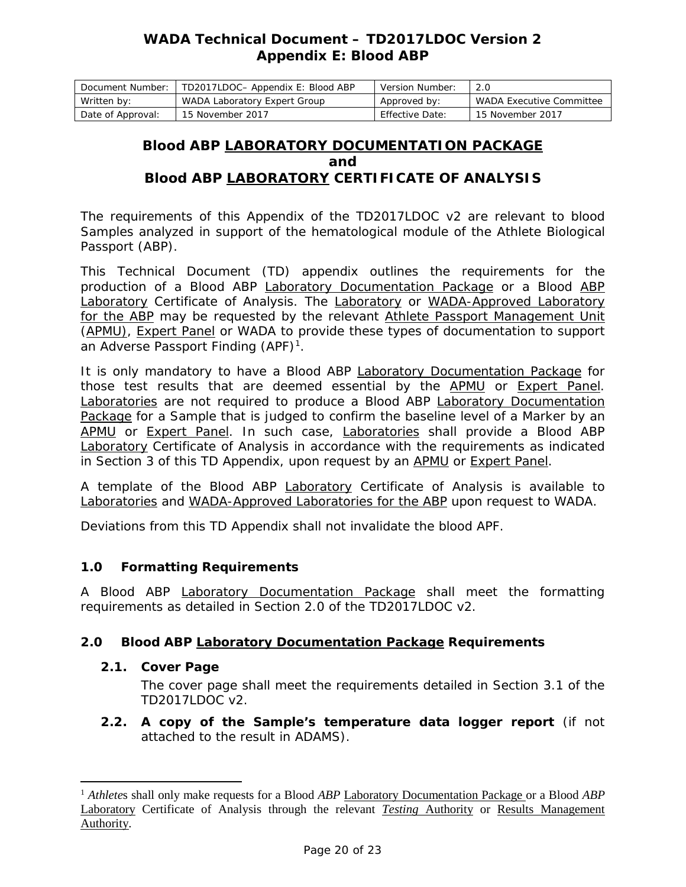# WADA Technical Document – TD2017LDOC Version 2
## Appendix E: Blood ABP

| Document Number: | TD2017LDOC– Appendix E: Blood ABP | Version Number: | 2.0 |
|---|---|---|---|
| Written by: | WADA Laboratory Expert Group | Approved by: | WADA Executive Committee |
| Date of Approval: | 15 November 2017 | Effective Date: | 15 November 2017 |

## Blood ABP LABORATORY DOCUMENTATION PACKAGE and Blood ABP LABORATORY CERTIFICATE OF ANALYSIS

The requirements of this Appendix of the TD2017LDOC v2 are relevant to blood Samples analyzed in support of the hematological module of the Athlete Biological Passport (ABP).

This Technical Document (TD) appendix outlines the requirements for the production of a Blood ABP Laboratory Documentation Package or a Blood ABP Laboratory Certificate of Analysis. The Laboratory or WADA-Approved Laboratory for the ABP may be requested by the relevant Athlete Passport Management Unit (APMU), Expert Panel or WADA to provide these types of documentation to support an Adverse Passport Finding (APF)[1].

It is only mandatory to have a Blood ABP Laboratory Documentation Package for those test results that are deemed essential by the APMU or Expert Panel. Laboratories are not required to produce a Blood ABP Laboratory Documentation Package for a Sample that is judged to confirm the baseline level of a Marker by an APMU or Expert Panel. In such case, Laboratories shall provide a Blood ABP Laboratory Certificate of Analysis in accordance with the requirements as indicated in Section 3 of this TD Appendix, upon request by an APMU or Expert Panel.

A template of the Blood ABP Laboratory Certificate of Analysis is available to Laboratories and WADA-Approved Laboratories for the ABP upon request to WADA.

Deviations from this TD Appendix shall not invalidate the blood APF.

### 1.0 Formatting Requirements

A Blood ABP Laboratory Documentation Package shall meet the formatting requirements as detailed in Section 2.0 of the TD2017LDOC v2.

### 2.0 Blood ABP Laboratory Documentation Package Requirements

**2.1. Cover Page**

The cover page shall meet the requirements detailed in Section 3.1 of the TD2017LDOC v2.

**2.2. A copy of the Sample's temperature data logger report** (if not attached to the result in ADAMS).

---

[1] *Athletes* shall only make requests for a Blood *ABP* Laboratory Documentation Package or a Blood *ABP* Laboratory Certificate of Analysis through the relevant *Testing* Authority or Results Management Authority.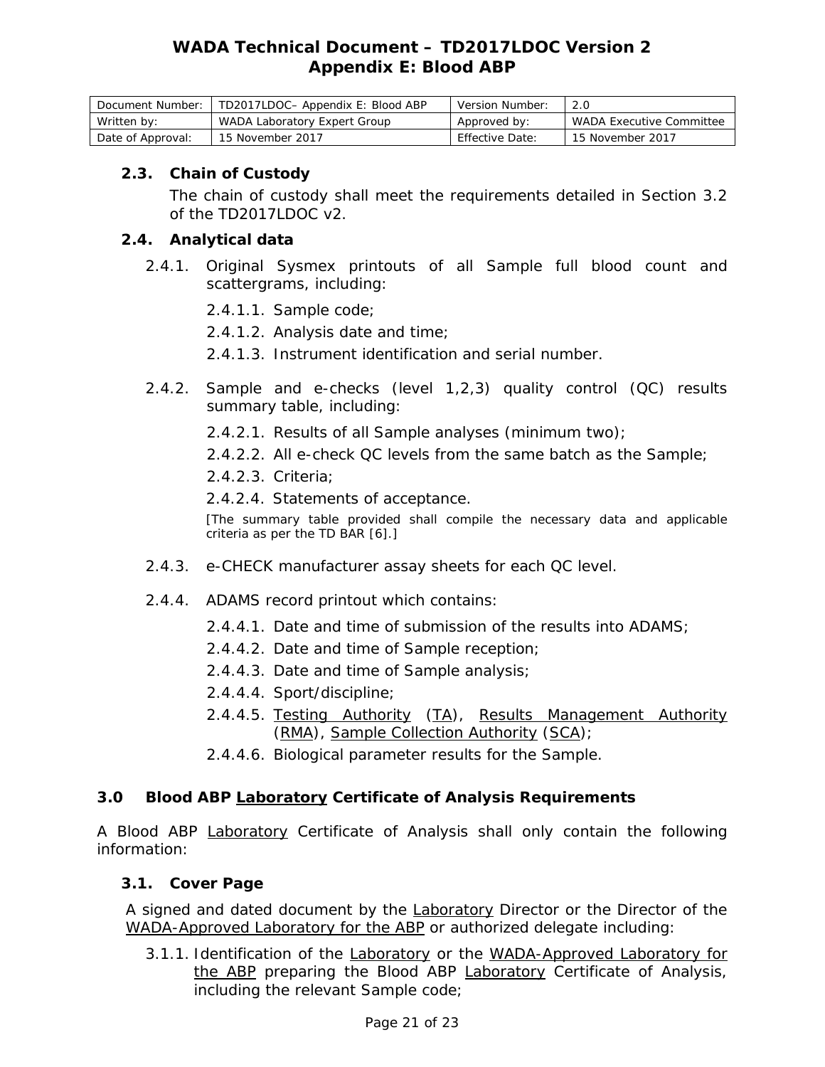### 2.3. Chain of Custody

The chain of custody shall meet the requirements detailed in Section 3.2 of the TD2017LDOC v2.

### 2.4. Analytical data

2.4.1. Original Sysmex printouts of all Sample full blood count and scattergrams, including:

- 2.4.1.1. Sample code;
- 2.4.1.2. Analysis date and time;
- 2.4.1.3. Instrument identification and serial number.

2.4.2. Sample and e-checks (level 1,2,3) quality control (QC) results summary table, including:

- 2.4.2.1. Results of all Sample analyses (minimum two);
- 2.4.2.2. All e-check QC levels from the same batch as the Sample;
- 2.4.2.3. Criteria;
- 2.4.2.4. Statements of acceptance.

[The summary table provided shall compile the necessary data and applicable criteria as per the TD BAR [6].]

2.4.3. e-CHECK manufacturer assay sheets for each QC level.

2.4.4. ADAMS record printout which contains:

- 2.4.4.1. Date and time of submission of the results into ADAMS;
- 2.4.4.2. Date and time of Sample reception;
- 2.4.4.3. Date and time of Sample analysis;
- 2.4.4.4. Sport/discipline;
- 2.4.4.5. Testing Authority (TA), Results Management Authority (RMA), Sample Collection Authority (SCA);
- 2.4.4.6. Biological parameter results for the Sample.

## 3.0 Blood ABP Laboratory Certificate of Analysis Requirements

A Blood ABP Laboratory Certificate of Analysis shall only contain the following information:

### 3.1. Cover Page

A signed and dated document by the Laboratory Director or the Director of the WADA-Approved Laboratory for the ABP or authorized delegate including:

3.1.1. Identification of the Laboratory or the WADA-Approved Laboratory for the ABP preparing the Blood ABP Laboratory Certificate of Analysis, including the relevant Sample code;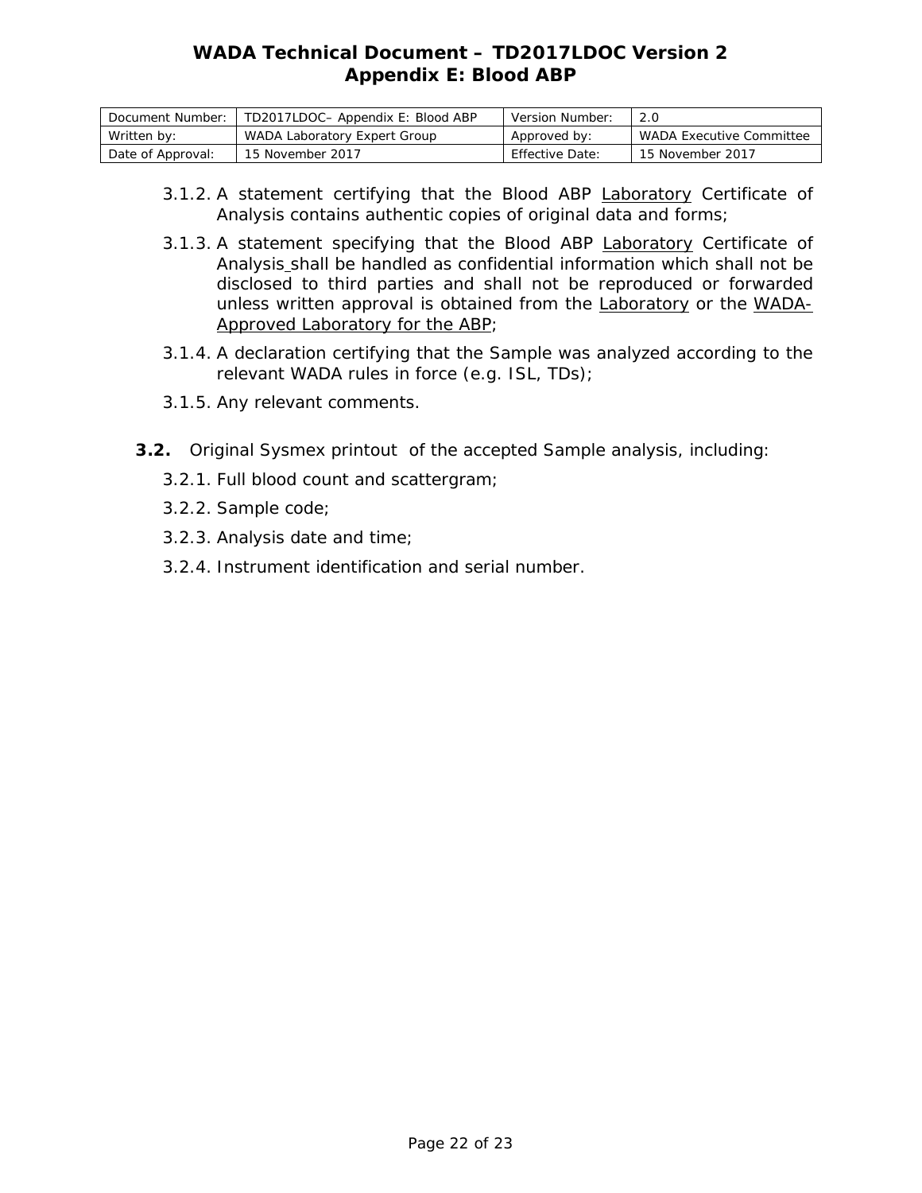3.1.2. A statement certifying that the Blood ABP Laboratory Certificate of Analysis contains authentic copies of original data and forms;

3.1.3. A statement specifying that the Blood ABP Laboratory Certificate of Analysis shall be handled as confidential information which shall not be disclosed to third parties and shall not be reproduced or forwarded unless written approval is obtained from the Laboratory or the WADA-Approved Laboratory for the ABP;

3.1.4. A declaration certifying that the Sample was analyzed according to the relevant WADA rules in force (e.g. ISL, TDs);

3.1.5. Any relevant comments.

**3.2.** Original Sysmex printout of the accepted Sample analysis, including:

3.2.1. Full blood count and scattergram;

3.2.2. Sample code;

3.2.3. Analysis date and time;

3.2.4. Instrument identification and serial number.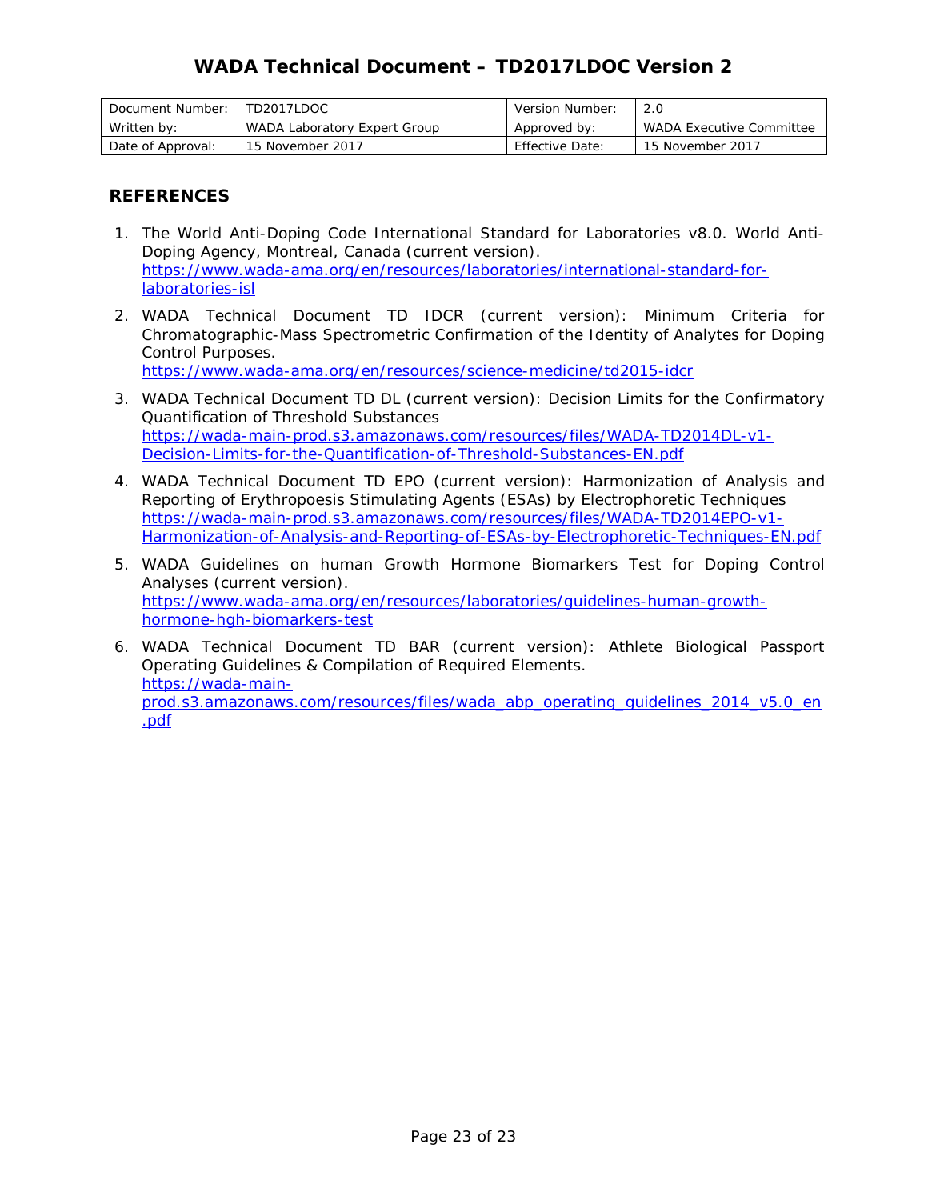## REFERENCES

1. The World Anti-Doping Code International Standard for Laboratories v8.0. World Anti-Doping Agency, Montreal, Canada (current version). https://www.wada-ama.org/en/resources/laboratories/international-standard-for-laboratories-isl
2. WADA Technical Document TD IDCR (current version): Minimum Criteria for Chromatographic-Mass Spectrometric Confirmation of the Identity of Analytes for Doping Control Purposes. https://www.wada-ama.org/en/resources/science-medicine/td2015-idcr
3. WADA Technical Document TD DL (current version): Decision Limits for the Confirmatory Quantification of Threshold Substances https://wada-main-prod.s3.amazonaws.com/resources/files/WADA-TD2014DL-v1-Decision-Limits-for-the-Quantification-of-Threshold-Substances-EN.pdf
4. WADA Technical Document TD EPO (current version): Harmonization of Analysis and Reporting of Erythropoesis Stimulating Agents (ESAs) by Electrophoretic Techniques https://wada-main-prod.s3.amazonaws.com/resources/files/WADA-TD2014EPO-v1-Harmonization-of-Analysis-and-Reporting-of-ESAs-by-Electrophoretic-Techniques-EN.pdf
5. WADA Guidelines on human Growth Hormone Biomarkers Test for Doping Control Analyses (current version). https://www.wada-ama.org/en/resources/laboratories/guidelines-human-growth-hormone-hgh-biomarkers-test
6. WADA Technical Document TD BAR (current version): Athlete Biological Passport Operating Guidelines & Compilation of Required Elements. https://wada-main-prod.s3.amazonaws.com/resources/files/wada_abp_operating_guidelines_2014_v5.0_en.pdf